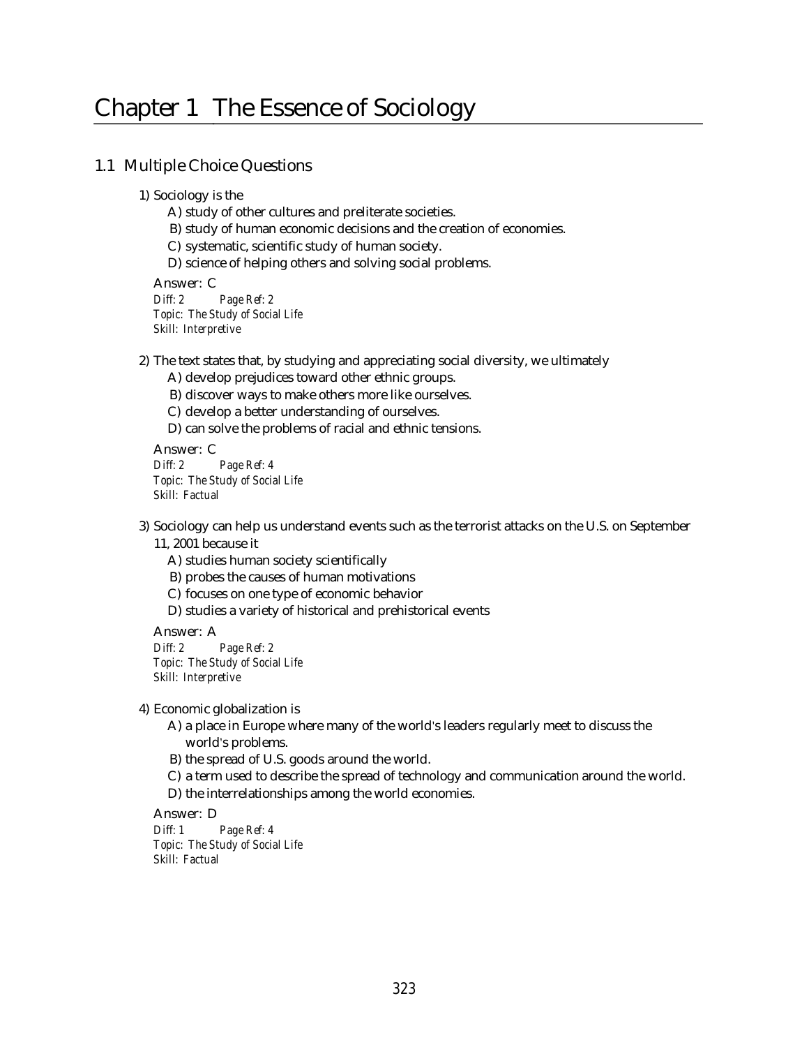# Chapter 1 The Essence of Sociology

## 1.1 Multiple Choice Questions

1) Sociology is the

A) study of other cultures and preliterate societies.

B) study of human economic decisions and the creation of economies.

C) systematic, scientific study of human society.

D) science of helping others and solving social problems.

Answer: C

*Diff: 2 Page Ref: 2*
*Topic: The Study of Social Life*
*Skill: Interpretive*

2) The text states that, by studying and appreciating social diversity, we ultimately

A) develop prejudices toward other ethnic groups.

B) discover ways to make others more like ourselves.

C) develop a better understanding of ourselves.

D) can solve the problems of racial and ethnic tensions.

Answer: C

*Diff: 2 Page Ref: 4*
*Topic: The Study of Social Life*
*Skill: Factual*

3) Sociology can help us understand events such as the terrorist attacks on the U.S. on September 11, 2001 because it

A) studies human society scientifically

B) probes the causes of human motivations

C) focuses on one type of economic behavior

D) studies a variety of historical and prehistorical events

Answer: A

*Diff: 2 Page Ref: 2*
*Topic: The Study of Social Life*
*Skill: Interpretive*

4) Economic globalization is

A) a place in Europe where many of the world's leaders regularly meet to discuss the world's problems.

B) the spread of U.S. goods around the world.

C) a term used to describe the spread of technology and communication around the world.

D) the interrelationships among the world economies.

Answer: D

*Diff: 1 Page Ref: 4*
*Topic: The Study of Social Life*
*Skill: Factual*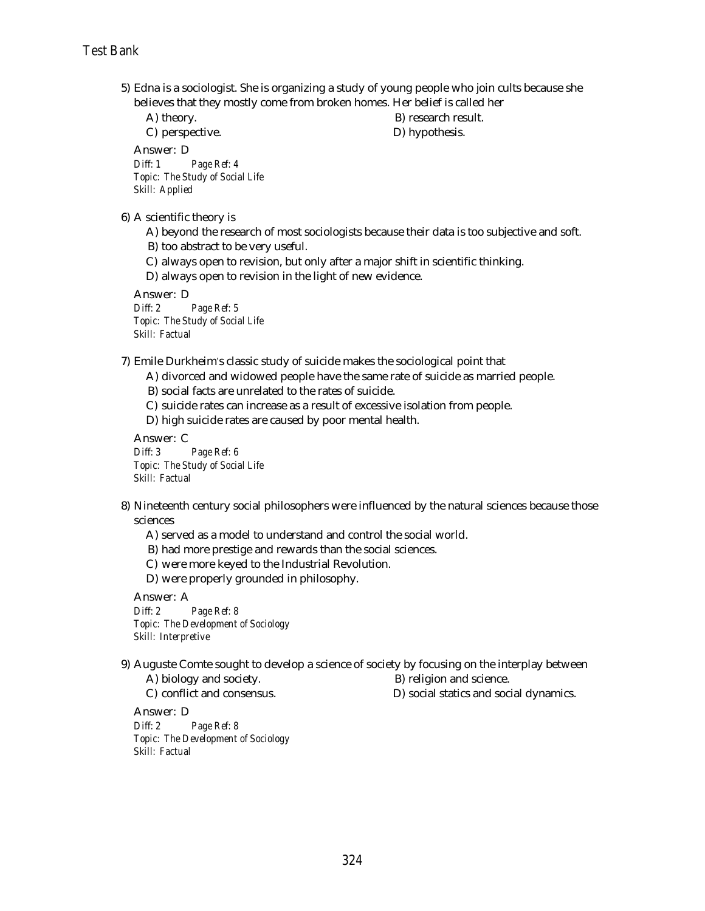5) Edna is a sociologist. She is organizing a study of young people who join cults because she believes that they mostly come from broken homes. Her belief is called her

A) theory. B) research result.
C) perspective. D) hypothesis.

Answer: D
*Diff: 1 Page Ref: 4*
*Topic: The Study of Social Life*
*Skill: Applied*

6) A scientific theory is

A) beyond the research of most sociologists because their data is too subjective and soft.
B) too abstract to be very useful.
C) always open to revision, but only after a major shift in scientific thinking.
D) always open to revision in the light of new evidence.

Answer: D
*Diff: 2 Page Ref: 5*
*Topic: The Study of Social Life*
*Skill: Factual*

7) Emile Durkheim's classic study of suicide makes the sociological point that

A) divorced and widowed people have the same rate of suicide as married people.
B) social facts are unrelated to the rates of suicide.
C) suicide rates can increase as a result of excessive isolation from people.
D) high suicide rates are caused by poor mental health.

Answer: C
*Diff: 3 Page Ref: 6*
*Topic: The Study of Social Life*
*Skill: Factual*

8) Nineteenth century social philosophers were influenced by the natural sciences because those sciences

A) served as a model to understand and control the social world.
B) had more prestige and rewards than the social sciences.
C) were more keyed to the Industrial Revolution.
D) were properly grounded in philosophy.

Answer: A
*Diff: 2 Page Ref: 8*
*Topic: The Development of Sociology*
*Skill: Interpretive*

9) Auguste Comte sought to develop a science of society by focusing on the interplay between

A) biology and society. B) religion and science.
C) conflict and consensus. D) social statics and social dynamics.

Answer: D
*Diff: 2 Page Ref: 8*
*Topic: The Development of Sociology*
*Skill: Factual*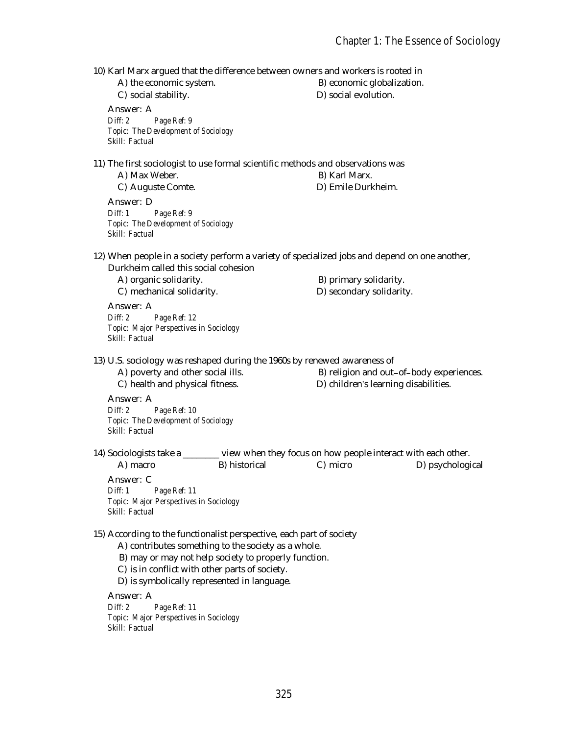10) Karl Marx argued that the difference between owners and workers is rooted in

A) the economic system.
B) economic globalization.
C) social stability.
D) social evolution.

Answer: A
Diff: 2 Page Ref: 9
Topic: The Development of Sociology
Skill: Factual

11) The first sociologist to use formal scientific methods and observations was

A) Max Weber.
B) Karl Marx.
C) Auguste Comte.
D) Emile Durkheim.

Answer: D
Diff: 1 Page Ref: 9
Topic: The Development of Sociology
Skill: Factual

12) When people in a society perform a variety of specialized jobs and depend on one another, Durkheim called this social cohesion

A) organic solidarity.
B) primary solidarity.
C) mechanical solidarity.
D) secondary solidarity.

Answer: A
Diff: 2 Page Ref: 12
Topic: Major Perspectives in Sociology
Skill: Factual

13) U.S. sociology was reshaped during the 1960s by renewed awareness of

A) poverty and other social ills.
B) religion and out-of-body experiences.
C) health and physical fitness.
D) children's learning disabilities.

Answer: A
Diff: 2 Page Ref: 10
Topic: The Development of Sociology
Skill: Factual

14) Sociologists take a ________ view when they focus on how people interact with each other.

A) macro
B) historical
C) micro
D) psychological

Answer: C
Diff: 1 Page Ref: 11
Topic: Major Perspectives in Sociology
Skill: Factual

15) According to the functionalist perspective, each part of society

A) contributes something to the society as a whole.
B) may or may not help society to properly function.
C) is in conflict with other parts of society.
D) is symbolically represented in language.

Answer: A
Diff: 2 Page Ref: 11
Topic: Major Perspectives in Sociology
Skill: Factual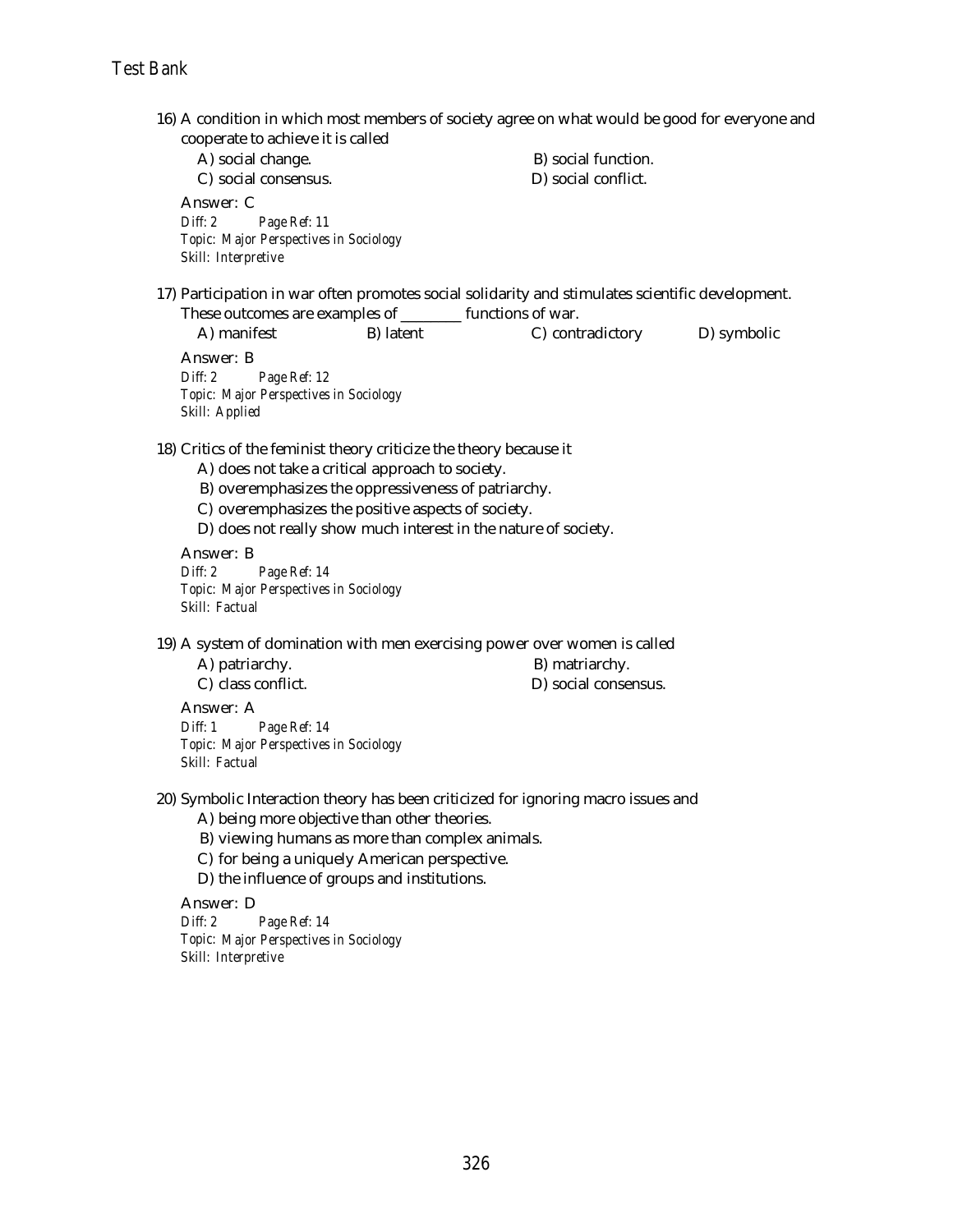16) A condition in which most members of society agree on what would be good for everyone and cooperate to achieve it is called

A) social change.
B) social function.
C) social consensus.
D) social conflict.

Answer: C
*Diff: 2 Page Ref: 11*
*Topic: Major Perspectives in Sociology*
*Skill: Interpretive*

17) Participation in war often promotes social solidarity and stimulates scientific development. These outcomes are examples of ________ functions of war.

A) manifest
B) latent
C) contradictory
D) symbolic

Answer: B
*Diff: 2 Page Ref: 12*
*Topic: Major Perspectives in Sociology*
*Skill: Applied*

18) Critics of the feminist theory criticize the theory because it

A) does not take a critical approach to society.
B) overemphasizes the oppressiveness of patriarchy.
C) overemphasizes the positive aspects of society.
D) does not really show much interest in the nature of society.

Answer: B
*Diff: 2 Page Ref: 14*
*Topic: Major Perspectives in Sociology*
*Skill: Factual*

19) A system of domination with men exercising power over women is called

A) patriarchy.
B) matriarchy.
C) class conflict.
D) social consensus.

Answer: A
*Diff: 1 Page Ref: 14*
*Topic: Major Perspectives in Sociology*
*Skill: Factual*

20) Symbolic Interaction theory has been criticized for ignoring macro issues and

A) being more objective than other theories.
B) viewing humans as more than complex animals.
C) for being a uniquely American perspective.
D) the influence of groups and institutions.

Answer: D
*Diff: 2 Page Ref: 14*
*Topic: Major Perspectives in Sociology*
*Skill: Interpretive*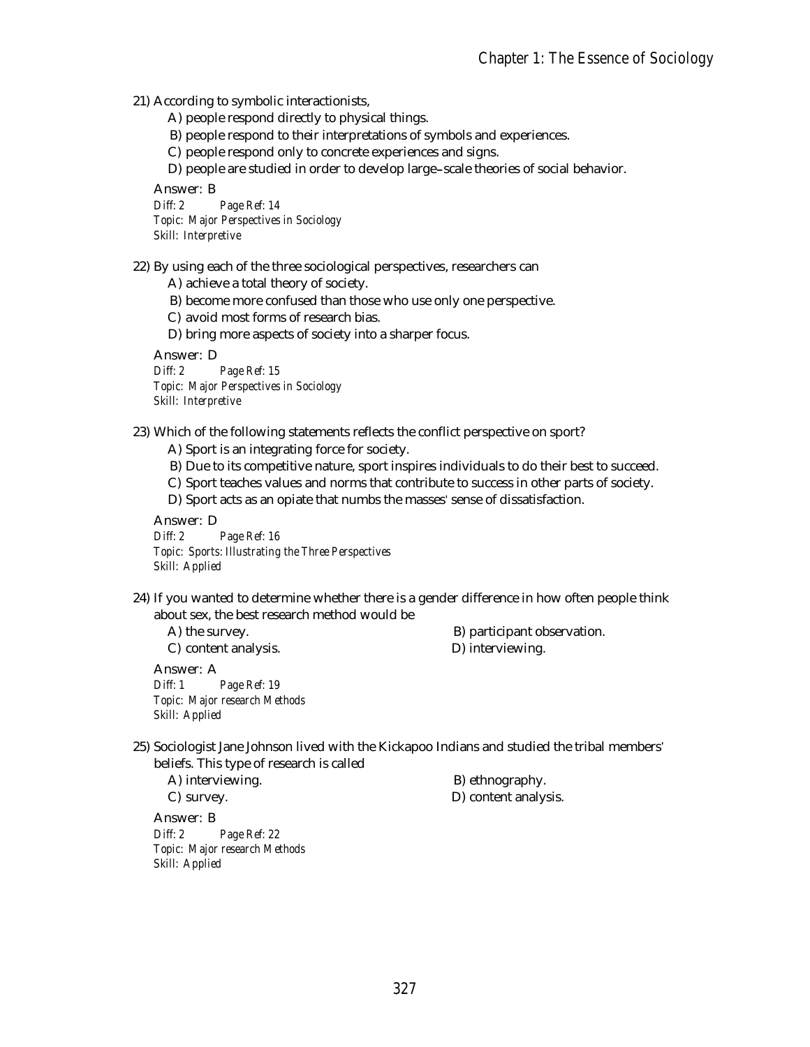21) According to symbolic interactionists,

A) people respond directly to physical things.
B) people respond to their interpretations of symbols and experiences.
C) people respond only to concrete experiences and signs.
D) people are studied in order to develop large–scale theories of social behavior.

Answer: B
*Diff: 2 Page Ref: 14*
*Topic: Major Perspectives in Sociology*
*Skill: Interpretive*

22) By using each of the three sociological perspectives, researchers can

A) achieve a total theory of society.
B) become more confused than those who use only one perspective.
C) avoid most forms of research bias.
D) bring more aspects of society into a sharper focus.

Answer: D
*Diff: 2 Page Ref: 15*
*Topic: Major Perspectives in Sociology*
*Skill: Interpretive*

23) Which of the following statements reflects the conflict perspective on sport?

A) Sport is an integrating force for society.
B) Due to its competitive nature, sport inspires individuals to do their best to succeed.
C) Sport teaches values and norms that contribute to success in other parts of society.
D) Sport acts as an opiate that numbs the masses' sense of dissatisfaction.

Answer: D
*Diff: 2 Page Ref: 16*
*Topic: Sports: Illustrating the Three Perspectives*
*Skill: Applied*

24) If you wanted to determine whether there is a gender difference in how often people think about sex, the best research method would be

A) the survey.
B) participant observation.
C) content analysis.
D) interviewing.

Answer: A
*Diff: 1 Page Ref: 19*
*Topic: Major research Methods*
*Skill: Applied*

25) Sociologist Jane Johnson lived with the Kickapoo Indians and studied the tribal members' beliefs. This type of research is called

A) interviewing.
B) ethnography.
C) survey.
D) content analysis.

Answer: B
*Diff: 2 Page Ref: 22*
*Topic: Major research Methods*
*Skill: Applied*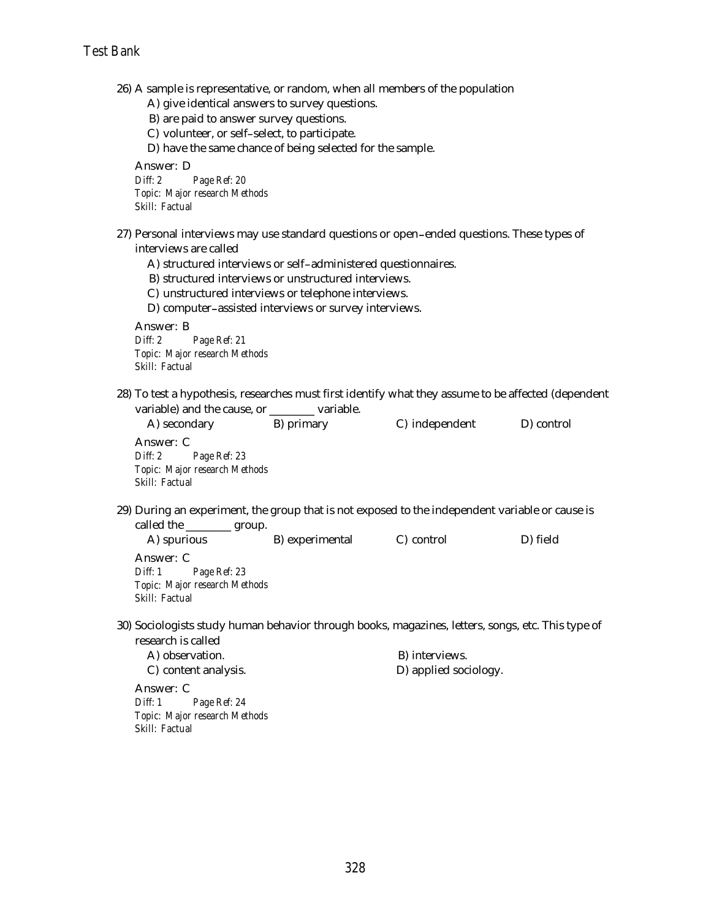26) A sample is representative, or random, when all members of the population

A) give identical answers to survey questions.
B) are paid to answer survey questions.
C) volunteer, or self–select, to participate.
D) have the same chance of being selected for the sample.

Answer: D
*Diff: 2 Page Ref: 20*
*Topic: Major research Methods*
*Skill: Factual*

27) Personal interviews may use standard questions or open–ended questions. These types of interviews are called

A) structured interviews or self–administered questionnaires.
B) structured interviews or unstructured interviews.
C) unstructured interviews or telephone interviews.
D) computer–assisted interviews or survey interviews.

Answer: B
*Diff: 2 Page Ref: 21*
*Topic: Major research Methods*
*Skill: Factual*

28) To test a hypothesis, researches must first identify what they assume to be affected (dependent variable) and the cause, or ________ variable.

A) secondary B) primary C) independent D) control

Answer: C
*Diff: 2 Page Ref: 23*
*Topic: Major research Methods*
*Skill: Factual*

29) During an experiment, the group that is not exposed to the independent variable or cause is called the ________ group.

A) spurious B) experimental C) control D) field

Answer: C
*Diff: 1 Page Ref: 23*
*Topic: Major research Methods*
*Skill: Factual*

30) Sociologists study human behavior through books, magazines, letters, songs, etc. This type of research is called

A) observation.
B) interviews.
C) content analysis.
D) applied sociology.

Answer: C
*Diff: 1 Page Ref: 24*
*Topic: Major research Methods*
*Skill: Factual*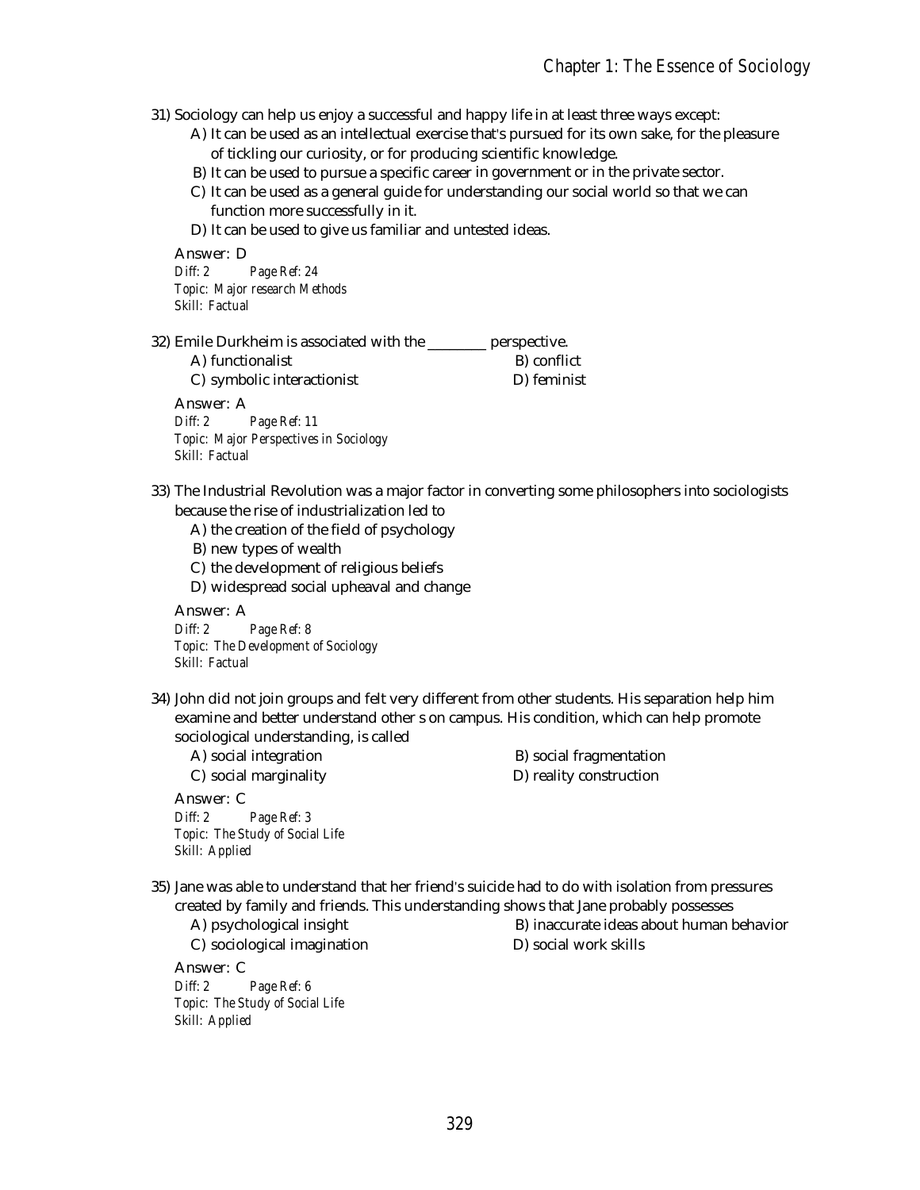31) Sociology can help us enjoy a successful and happy life in at least three ways except:

A) It can be used as an intellectual exercise that's pursued for its own sake, for the pleasure of tickling our curiosity, or for producing scientific knowledge.

B) It can be used to pursue a specific career in government or in the private sector.

C) It can be used as a general guide for understanding our social world so that we can function more successfully in it.

D) It can be used to give us familiar and untested ideas.

Answer: D
*Diff: 2 Page Ref: 24*
*Topic: Major research Methods*
*Skill: Factual*

32) Emile Durkheim is associated with the ________ perspective.

A) functionalist
B) conflict
C) symbolic interactionist
D) feminist

Answer: A
*Diff: 2 Page Ref: 11*
*Topic: Major Perspectives in Sociology*
*Skill: Factual*

33) The Industrial Revolution was a major factor in converting some philosophers into sociologists because the rise of industrialization led to

A) the creation of the field of psychology
B) new types of wealth
C) the development of religious beliefs
D) widespread social upheaval and change

Answer: A
*Diff: 2 Page Ref: 8*
*Topic: The Development of Sociology*
*Skill: Factual*

34) John did not join groups and felt very different from other students. His separation help him examine and better understand other s on campus. His condition, which can help promote sociological understanding, is called

A) social integration
B) social fragmentation
C) social marginality
D) reality construction

Answer: C
*Diff: 2 Page Ref: 3*
*Topic: The Study of Social Life*
*Skill: Applied*

35) Jane was able to understand that her friend's suicide had to do with isolation from pressures created by family and friends. This understanding shows that Jane probably possesses

A) psychological insight
B) inaccurate ideas about human behavior
C) sociological imagination
D) social work skills

Answer: C
*Diff: 2 Page Ref: 6*
*Topic: The Study of Social Life*
*Skill: Applied*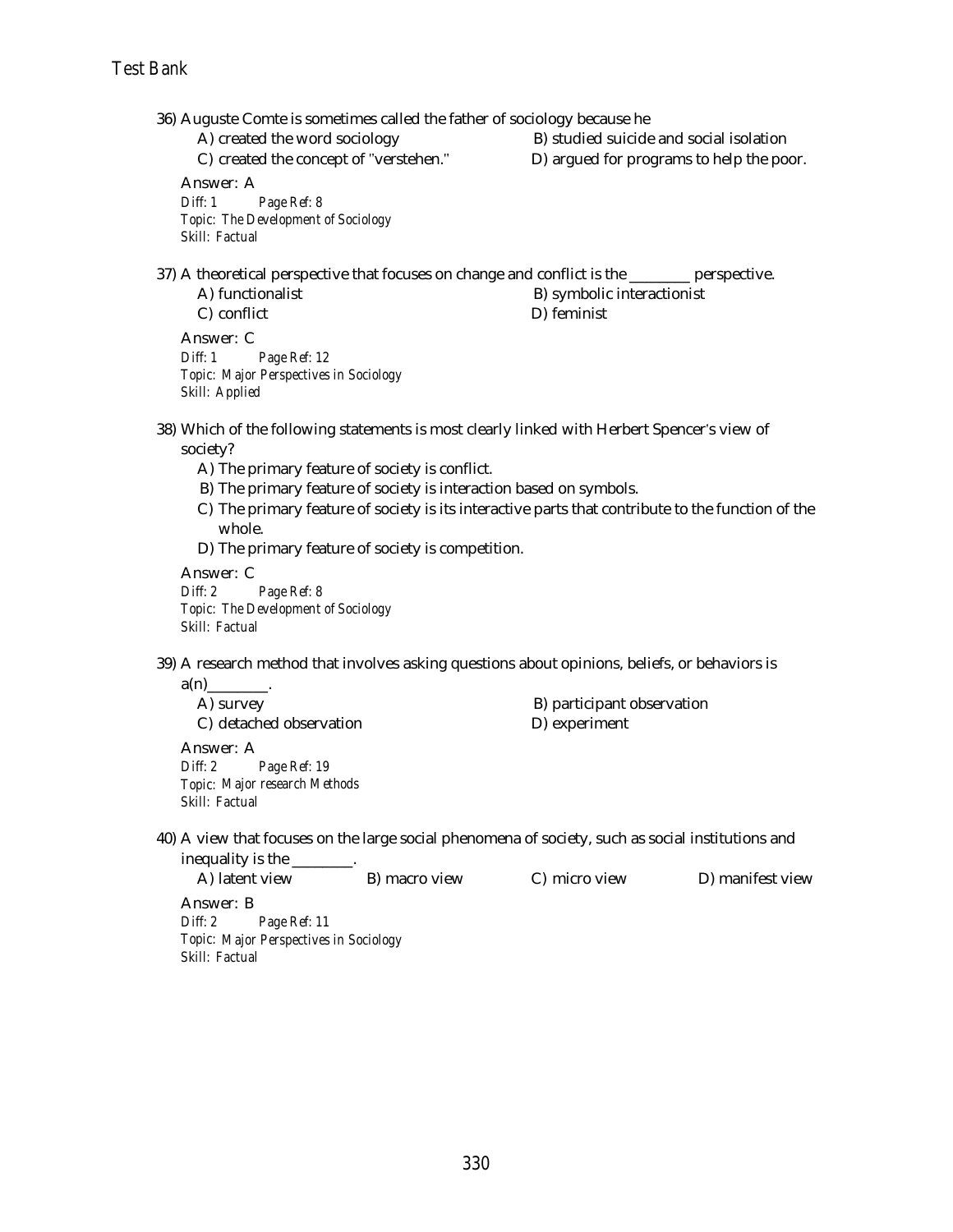36) Auguste Comte is sometimes called the father of sociology because he

A) created the word sociology
B) studied suicide and social isolation
C) created the concept of "verstehen."
D) argued for programs to help the poor.

Answer: A
*Diff: 1 Page Ref: 8*
*Topic: The Development of Sociology*
*Skill: Factual*

37) A theoretical perspective that focuses on change and conflict is the ________ perspective.

A) functionalist
B) symbolic interactionist
C) conflict
D) feminist

Answer: C
*Diff: 1 Page Ref: 12*
*Topic: Major Perspectives in Sociology*
*Skill: Applied*

38) Which of the following statements is most clearly linked with Herbert Spencer's view of society?

A) The primary feature of society is conflict.
B) The primary feature of society is interaction based on symbols.
C) The primary feature of society is its interactive parts that contribute to the function of the whole.
D) The primary feature of society is competition.

Answer: C
*Diff: 2 Page Ref: 8*
*Topic: The Development of Sociology*
*Skill: Factual*

39) A research method that involves asking questions about opinions, beliefs, or behaviors is a(n)________.

A) survey
B) participant observation
C) detached observation
D) experiment

Answer: A
*Diff: 2 Page Ref: 19*
*Topic: Major research Methods*
*Skill: Factual*

40) A view that focuses on the large social phenomena of society, such as social institutions and inequality is the ________.

A) latent view
B) macro view
C) micro view
D) manifest view

Answer: B
*Diff: 2 Page Ref: 11*
*Topic: Major Perspectives in Sociology*
*Skill: Factual*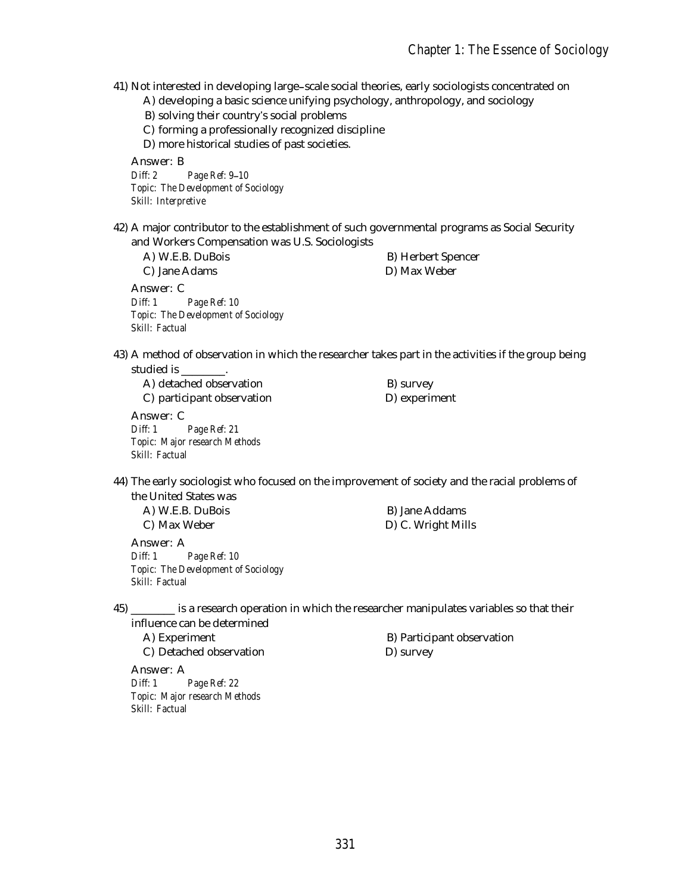41) Not interested in developing large–scale social theories, early sociologists concentrated on

A) developing a basic science unifying psychology, anthropology, and sociology
B) solving their country's social problems
C) forming a professionally recognized discipline
D) more historical studies of past societies.

Answer: B
*Diff: 2 Page Ref: 9–10*
*Topic: The Development of Sociology*
*Skill: Interpretive*

42) A major contributor to the establishment of such governmental programs as Social Security and Workers Compensation was U.S. Sociologists

A) W.E.B. DuBois
B) Herbert Spencer
C) Jane Adams
D) Max Weber

Answer: C
*Diff: 1 Page Ref: 10*
*Topic: The Development of Sociology*
*Skill: Factual*

43) A method of observation in which the researcher takes part in the activities if the group being studied is ________.

A) detached observation
B) survey
C) participant observation
D) experiment

Answer: C
*Diff: 1 Page Ref: 21*
*Topic: Major research Methods*
*Skill: Factual*

44) The early sociologist who focused on the improvement of society and the racial problems of the United States was

A) W.E.B. DuBois
B) Jane Addams
C) Max Weber
D) C. Wright Mills

Answer: A
*Diff: 1 Page Ref: 10*
*Topic: The Development of Sociology*
*Skill: Factual*

45) ________ is a research operation in which the researcher manipulates variables so that their influence can be determined

A) Experiment
B) Participant observation
C) Detached observation
D) survey

Answer: A
*Diff: 1 Page Ref: 22*
*Topic: Major research Methods*
*Skill: Factual*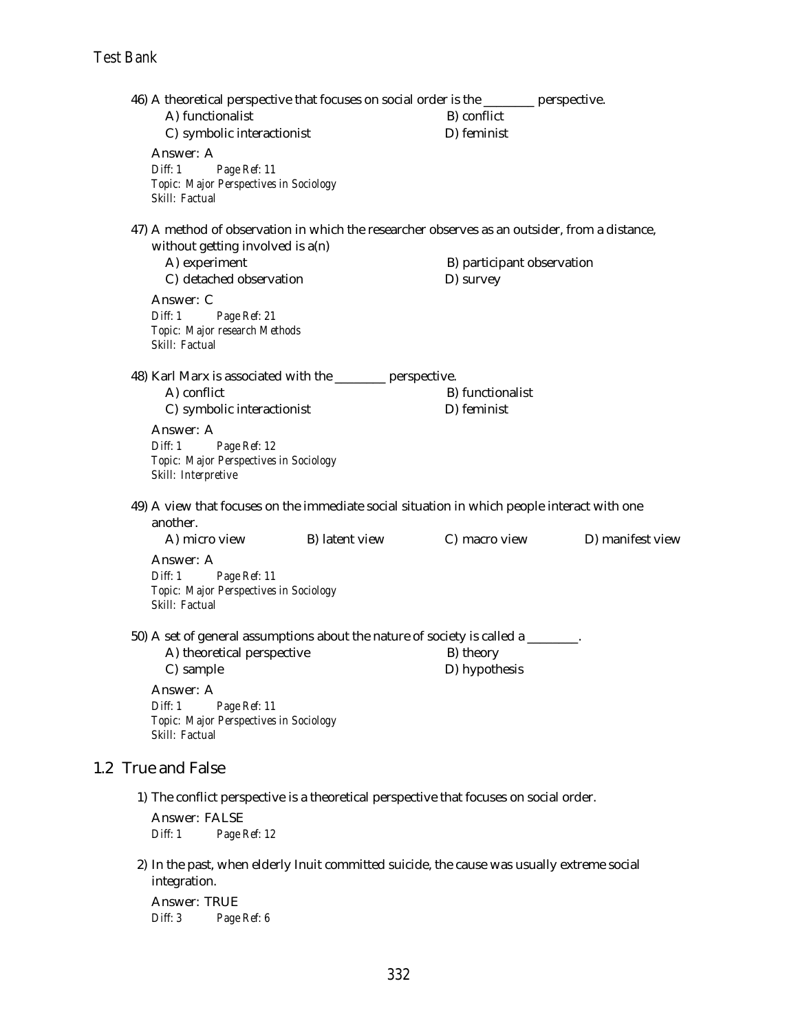46) A theoretical perspective that focuses on social order is the ________ perspective.

A) functionalist
B) conflict
C) symbolic interactionist
D) feminist

Answer: A
Diff: 1 Page Ref: 11
Topic: Major Perspectives in Sociology
Skill: Factual

47) A method of observation in which the researcher observes as an outsider, from a distance, without getting involved is a(n)

A) experiment
B) participant observation
C) detached observation
D) survey

Answer: C
Diff: 1 Page Ref: 21
Topic: Major research Methods
Skill: Factual

48) Karl Marx is associated with the ________ perspective.

A) conflict
B) functionalist
C) symbolic interactionist
D) feminist

Answer: A
Diff: 1 Page Ref: 12
Topic: Major Perspectives in Sociology
Skill: Interpretive

49) A view that focuses on the immediate social situation in which people interact with one another.

A) micro view
B) latent view
C) macro view
D) manifest view

Answer: A
Diff: 1 Page Ref: 11
Topic: Major Perspectives in Sociology
Skill: Factual

50) A set of general assumptions about the nature of society is called a ________.

A) theoretical perspective
B) theory
C) sample
D) hypothesis

Answer: A
Diff: 1 Page Ref: 11
Topic: Major Perspectives in Sociology
Skill: Factual

## 1.2 True and False

1) The conflict perspective is a theoretical perspective that focuses on social order.

Answer: FALSE
Diff: 1 Page Ref: 12

2) In the past, when elderly Inuit committed suicide, the cause was usually extreme social integration.

Answer: TRUE
Diff: 3 Page Ref: 6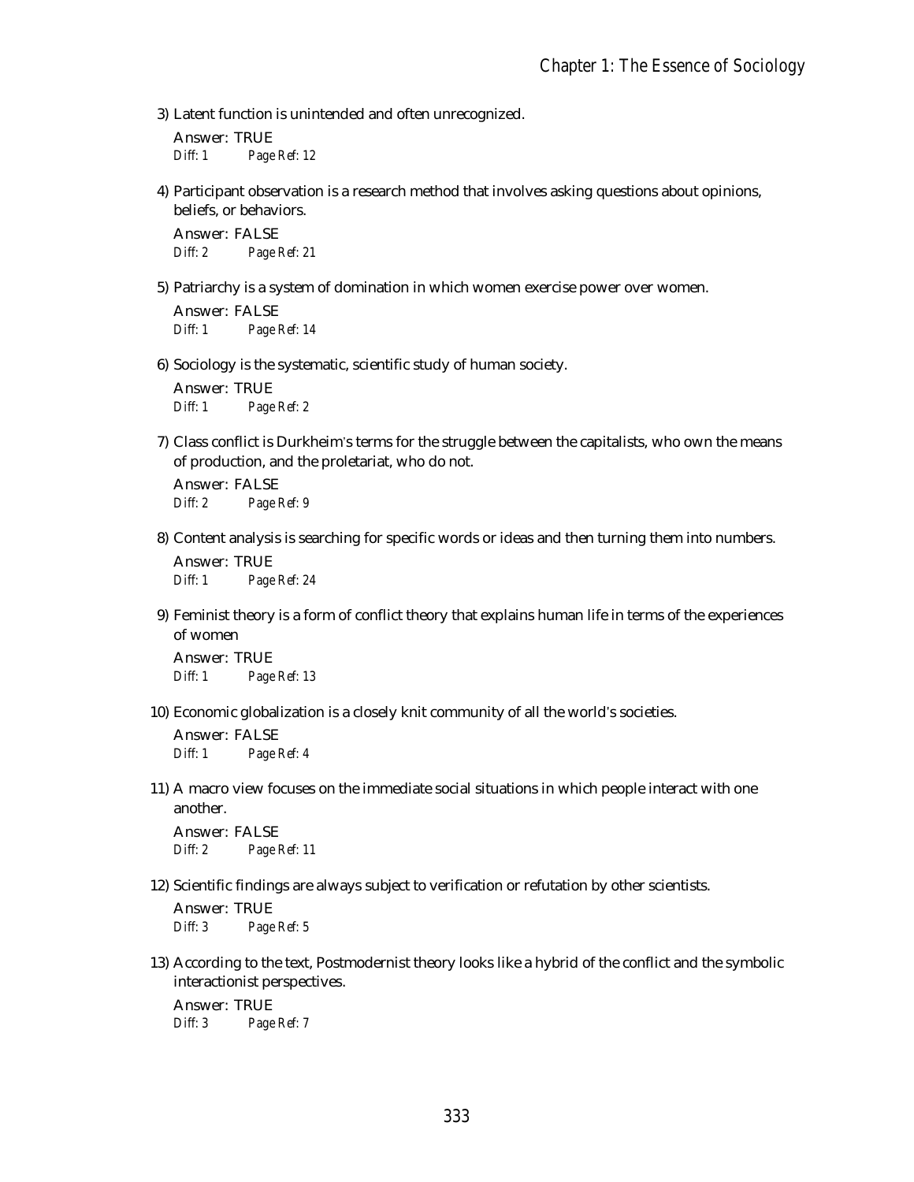3) Latent function is unintended and often unrecognized.

Answer: TRUE
Diff: 1 Page Ref: 12

4) Participant observation is a research method that involves asking questions about opinions, beliefs, or behaviors.

Answer: FALSE
Diff: 2 Page Ref: 21

5) Patriarchy is a system of domination in which women exercise power over women.

Answer: FALSE
Diff: 1 Page Ref: 14

6) Sociology is the systematic, scientific study of human society.

Answer: TRUE
Diff: 1 Page Ref: 2

7) Class conflict is Durkheim's terms for the struggle between the capitalists, who own the means of production, and the proletariat, who do not.

Answer: FALSE
Diff: 2 Page Ref: 9

8) Content analysis is searching for specific words or ideas and then turning them into numbers.

Answer: TRUE
Diff: 1 Page Ref: 24

9) Feminist theory is a form of conflict theory that explains human life in terms of the experiences of women

Answer: TRUE
Diff: 1 Page Ref: 13

10) Economic globalization is a closely knit community of all the world's societies.

Answer: FALSE
Diff: 1 Page Ref: 4

11) A macro view focuses on the immediate social situations in which people interact with one another.

Answer: FALSE
Diff: 2 Page Ref: 11

12) Scientific findings are always subject to verification or refutation by other scientists.

Answer: TRUE
Diff: 3 Page Ref: 5

13) According to the text, Postmodernist theory looks like a hybrid of the conflict and the symbolic interactionist perspectives.

Answer: TRUE
Diff: 3 Page Ref: 7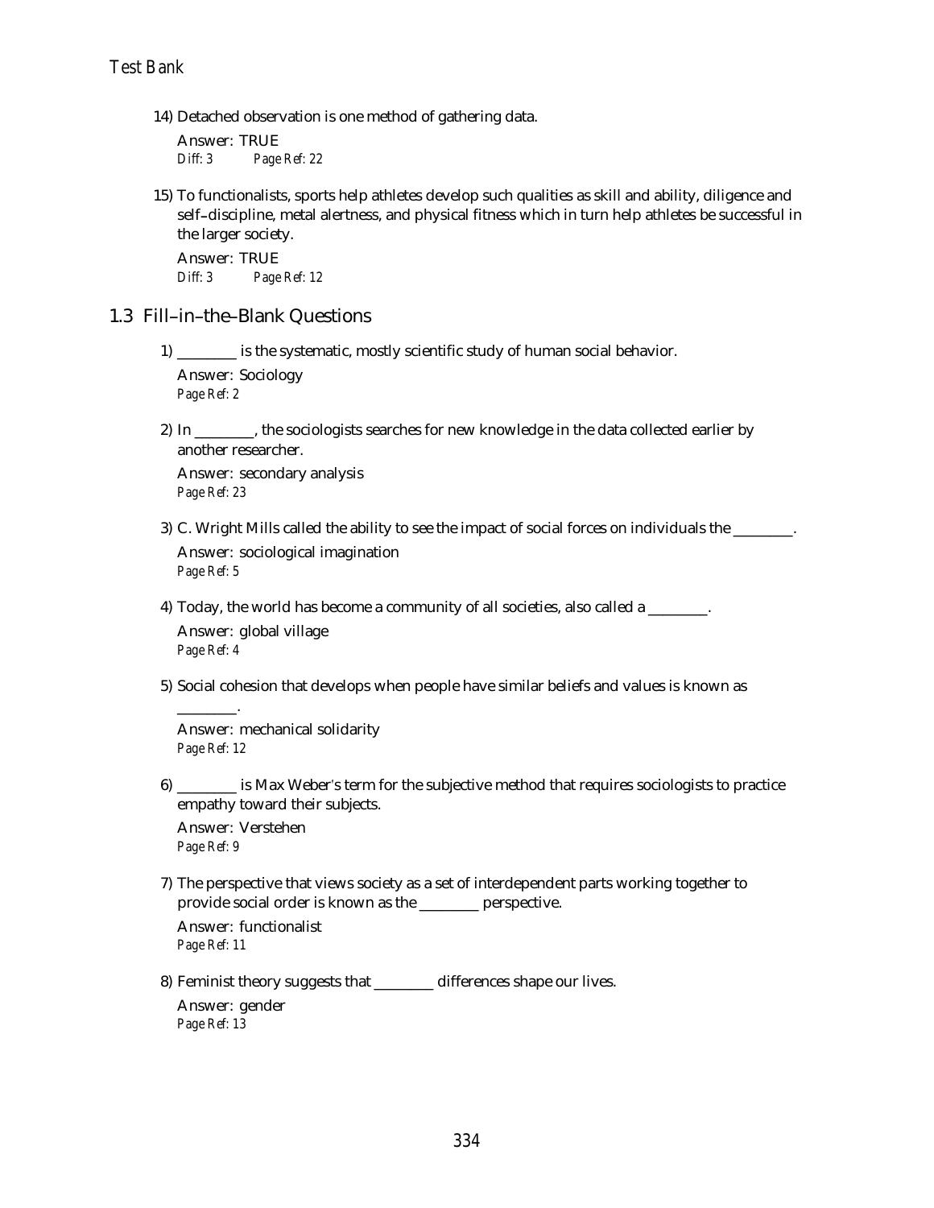14) Detached observation is one method of gathering data.

Answer: TRUE
Diff: 3 Page Ref: 22

15) To functionalists, sports help athletes develop such qualities as skill and ability, diligence and self-discipline, metal alertness, and physical fitness which in turn help athletes be successful in the larger society.

Answer: TRUE
Diff: 3 Page Ref: 12

## 1.3 Fill-in-the-Blank Questions

1) ________ is the systematic, mostly scientific study of human social behavior.

Answer: Sociology
Page Ref: 2

2) In ________, the sociologists searches for new knowledge in the data collected earlier by another researcher.

Answer: secondary analysis
Page Ref: 23

3) C. Wright Mills called the ability to see the impact of social forces on individuals the ________.

Answer: sociological imagination
Page Ref: 5

4) Today, the world has become a community of all societies, also called a ________.

Answer: global village
Page Ref: 4

5) Social cohesion that develops when people have similar beliefs and values is known as ________.

Answer: mechanical solidarity
Page Ref: 12

6) ________ is Max Weber's term for the subjective method that requires sociologists to practice empathy toward their subjects.

Answer: Verstehen
Page Ref: 9

7) The perspective that views society as a set of interdependent parts working together to provide social order is known as the ________ perspective.

Answer: functionalist
Page Ref: 11

8) Feminist theory suggests that ________ differences shape our lives.

Answer: gender
Page Ref: 13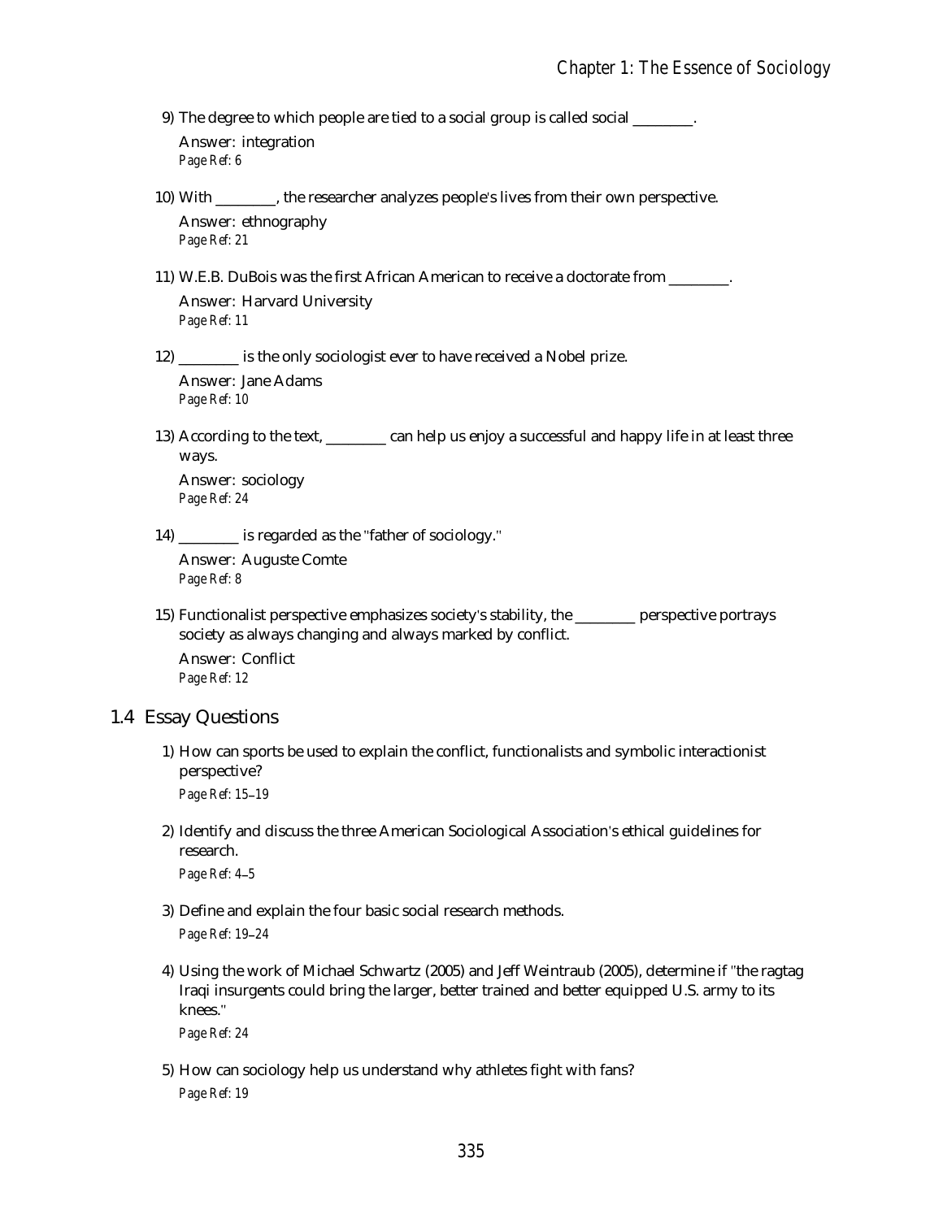9) The degree to which people are tied to a social group is called social ________.

Answer: integration
Page Ref: 6

10) With ________, the researcher analyzes people's lives from their own perspective.

Answer: ethnography
Page Ref: 21

11) W.E.B. DuBois was the first African American to receive a doctorate from ________.

Answer: Harvard University
Page Ref: 11

12) ________ is the only sociologist ever to have received a Nobel prize.

Answer: Jane Adams
Page Ref: 10

13) According to the text, ________ can help us enjoy a successful and happy life in at least three ways.

Answer: sociology
Page Ref: 24

14) ________ is regarded as the "father of sociology."

Answer: Auguste Comte
Page Ref: 8

15) Functionalist perspective emphasizes society's stability, the ________ perspective portrays society as always changing and always marked by conflict.

Answer: Conflict
Page Ref: 12

## 1.4 Essay Questions

1) How can sports be used to explain the conflict, functionalists and symbolic interactionist perspective?

Page Ref: 15–19

2) Identify and discuss the three American Sociological Association's ethical guidelines for research.

Page Ref: 4–5

3) Define and explain the four basic social research methods.

Page Ref: 19–24

4) Using the work of Michael Schwartz (2005) and Jeff Weintraub (2005), determine if "the ragtag Iraqi insurgents could bring the larger, better trained and better equipped U.S. army to its knees."

Page Ref: 24

5) How can sociology help us understand why athletes fight with fans?

Page Ref: 19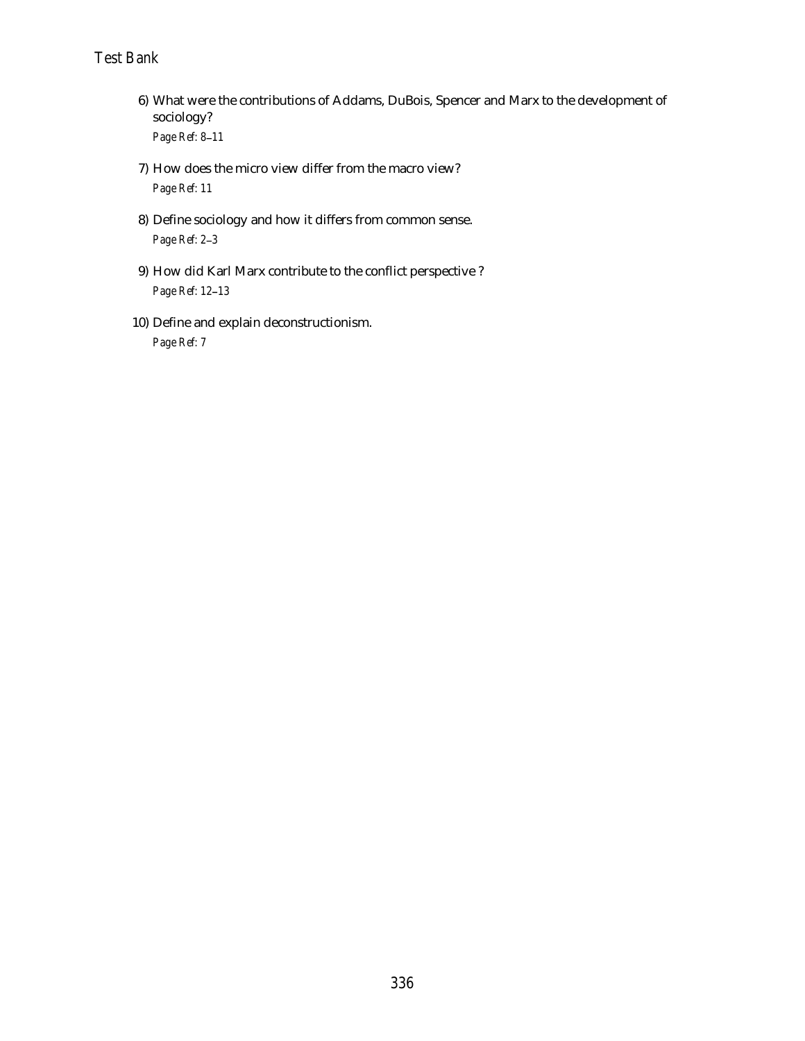6) What were the contributions of Addams, DuBois, Spencer and Marx to the development of sociology?
   Page Ref: 8–11

7) How does the micro view differ from the macro view?
   Page Ref: 11

8) Define sociology and how it differs from common sense.
   Page Ref: 2–3

9) How did Karl Marx contribute to the conflict perspective ?
   Page Ref: 12–13

10) Define and explain deconstructionism.
    Page Ref: 7